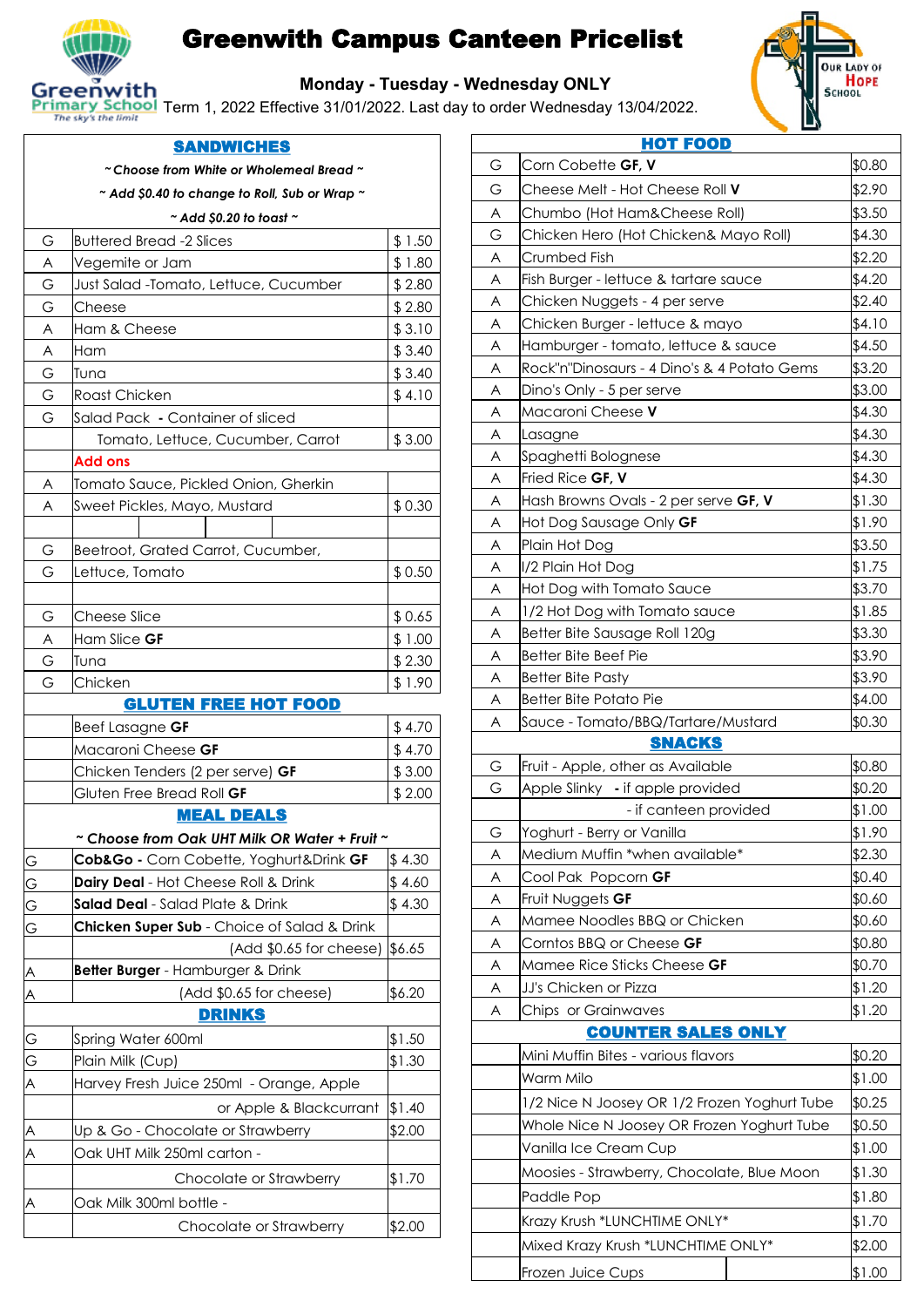# Greenwith Campus Canteen Pricelist

**Monday - Tuesday - Wednesday ONLY**

Term 1, 2022 Effective 31/01/2022. Last day to order Wednesday 13/04/2022.

## SANDWICHES

*~ Choose from White or Wholemeal Bread ~*

*~ Add $0.40 to change to Roll, Sub or Wrap ~*

*~ Add $0.20 to toast ~*

| | | |
|---|---|---|
| G | Buttered Bread -2 Slices | $ 1.50 |
| A | Vegemite or Jam | $ 1.80 |
| G | Just Salad -Tomato, Lettuce, Cucumber | $ 2.80 |
| G | Cheese | $ 2.80 |
| A | Ham & Cheese | $ 3.10 |
| A | Ham | $ 3.40 |
| G | Tuna | $ 3.40 |
| G | Roast Chicken | $ 4.10 |
| G | Salad Pack **-** Container of sliced | |
| | Tomato, Lettuce, Cucumber, Carrot | $ 3.00 |
| | **Add ons** | |
| A | Tomato Sauce, Pickled Onion, Gherkin | |
| A | Sweet Pickles, Mayo, Mustard | $ 0.30 |
| | | |
| G | Beetroot, Grated Carrot, Cucumber, | |
| G | Lettuce, Tomato | $ 0.50 |
| | | |
| G | Cheese Slice | $ 0.65 |
| A | Ham Slice **GF** | $ 1.00 |
| G | Tuna | $ 2.30 |
| G | Chicken | $ 1.90 |

## GLUTEN FREE HOT FOOD

| | | |
|---|---|---|
| | Beef Lasagne **GF** | $ 4.70 |
| | Macaroni Cheese **GF** | $ 4.70 |
| | Chicken Tenders (2 per serve) **GF** | $ 3.00 |
| | Gluten Free Bread Roll **GF** | $ 2.00 |

## MEAL DEALS

*~ Choose from Oak UHT Milk OR Water + Fruit ~*

| | | |
|---|---|---|
| G | **Cob&Go -** Corn Cobette, Yoghurt&Drink **GF** | $ 4.30 |
| G | **Dairy Deal** - Hot Cheese Roll & Drink | $ 4.60 |
| G | **Salad Deal** - Salad Plate & Drink | $ 4.30 |
| G | **Chicken Super Sub** - Choice of Salad & Drink | |
| | (Add $0.65 for cheese) | $6.65 |
| A | **Better Burger** - Hamburger & Drink | |
| A | (Add $0.65 for cheese) | $6.20 |

## DRINKS

| | | |
|---|---|---|
| G | Spring Water 600ml | $1.50 |
| G | Plain Milk (Cup) | $1.30 |
| A | Harvey Fresh Juice 250ml - Orange, Apple | |
| | or Apple & Blackcurrant | $1.40 |
| A | Up & Go - Chocolate or Strawberry | $2.00 |
| A | Oak UHT Milk 250ml carton - | |
| | Chocolate or Strawberry | $1.70 |
| A | Oak Milk 300ml bottle - | |
| | Chocolate or Strawberry | $2.00 |

## HOT FOOD

| | | |
|---|---|---|
| G | Corn Cobette **GF, V** | $0.80 |
| G | Cheese Melt - Hot Cheese Roll **V** | $2.90 |
| A | Chumbo (Hot Ham&Cheese Roll) | $3.50 |
| G | Chicken Hero (Hot Chicken& Mayo Roll) | $4.30 |
| A | Crumbed Fish | $2.20 |
| A | Fish Burger - lettuce & tartare sauce | $4.20 |
| A | Chicken Nuggets - 4 per serve | $2.40 |
| A | Chicken Burger - lettuce & mayo | $4.10 |
| A | Hamburger - tomato, lettuce & sauce | $4.50 |
| A | Rock"n"Dinosaurs - 4 Dino's & 4 Potato Gems | $3.20 |
| A | Dino's Only - 5 per serve | $3.00 |
| A | Macaroni Cheese **V** | $4.30 |
| A | Lasagne | $4.30 |
| A | Spaghetti Bolognese | $4.30 |
| A | Fried Rice **GF, V** | $4.30 |
| A | Hash Browns Ovals - 2 per serve **GF, V** | $1.30 |
| A | Hot Dog Sausage Only **GF** | $1.90 |
| A | Plain Hot Dog | $3.50 |
| A | I/2 Plain Hot Dog | $1.75 |
| A | Hot Dog with Tomato Sauce | $3.70 |
| A | 1/2 Hot Dog with Tomato sauce | $1.85 |
| A | Better Bite Sausage Roll 120g | $3.30 |
| A | Better Bite Beef Pie | $3.90 |
| A | Better Bite Pasty | $3.90 |
| A | Better Bite Potato Pie | $4.00 |
| A | Sauce - Tomato/BBQ/Tartare/Mustard | $0.30 |

## SNACKS

| | | |
|---|---|---|
| G | Fruit - Apple, other as Available | $0.80 |
| G | Apple Slinky **-** if apple provided | $0.20 |
| | - if canteen provided | $1.00 |
| G | Yoghurt - Berry or Vanilla | $1.90 |
| A | Medium Muffin *when available* | $2.30 |
| A | Cool Pak Popcorn **GF** | $0.40 |
| A | Fruit Nuggets **GF** | $0.60 |
| A | Mamee Noodles BBQ or Chicken | $0.60 |
| A | Corntos BBQ or Cheese **GF** | $0.80 |
| A | Mamee Rice Sticks Cheese **GF** | $0.70 |
| A | JJ's Chicken or Pizza | $1.20 |
| A | Chips or Grainwaves | $1.20 |

## COUNTER SALES ONLY

| | |
|---|---|
| Mini Muffin Bites - various flavors | $0.20 |
| Warm Milo | $1.00 |
| 1/2 Nice N Joosey OR 1/2 Frozen Yoghurt Tube | $0.25 |
| Whole Nice N Joosey OR Frozen Yoghurt Tube | $0.50 |
| Vanilla Ice Cream Cup | $1.00 |
| Moosies - Strawberry, Chocolate, Blue Moon | $1.30 |
| Paddle Pop | $1.80 |
| Krazy Krush *LUNCHTIME ONLY* | $1.70 |
| Mixed Krazy Krush *LUNCHTIME ONLY* | $2.00 |
| Frozen Juice Cups | $1.00 |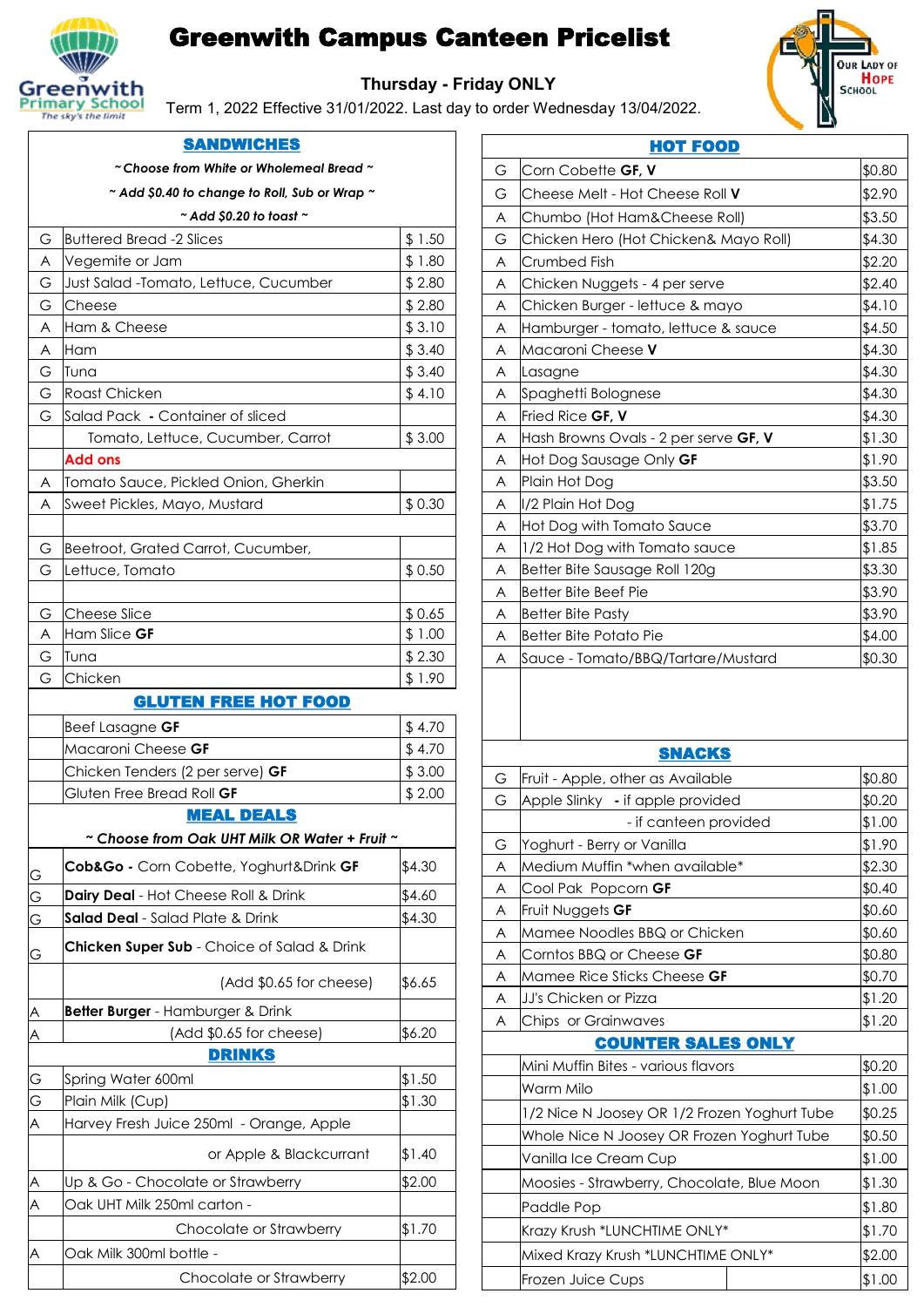# Greenwith Campus Canteen Pricelist

**Thursday - Friday ONLY**

Term 1, 2022 Effective 31/01/2022. Last day to order Wednesday 13/04/2022.

## SANDWICHES

*~ Choose from White or Wholemeal Bread ~*

*~ Add $0.40 to change to Roll, Sub or Wrap ~*

*~ Add $0.20 to toast ~*

| | Item | Price |
|---|---|---|
| G | Buttered Bread -2 Slices | $ 1.50 |
| A | Vegemite or Jam | $ 1.80 |
| G | Just Salad -Tomato, Lettuce, Cucumber | $ 2.80 |
| G | Cheese | $ 2.80 |
| A | Ham & Cheese | $ 3.10 |
| A | Ham | $ 3.40 |
| G | Tuna | $ 3.40 |
| G | Roast Chicken | $ 4.10 |
| G | Salad Pack - Container of sliced Tomato, Lettuce, Cucumber, Carrot | $ 3.00 |
| | **Add ons** | |
| A | Tomato Sauce, Pickled Onion, Gherkin | |
| A | Sweet Pickles, Mayo, Mustard | $ 0.30 |
| G | Beetroot, Grated Carrot, Cucumber, | |
| G | Lettuce, Tomato | $ 0.50 |
| G | Cheese Slice | $ 0.65 |
| A | Ham Slice **GF** | $ 1.00 |
| G | Tuna | $ 2.30 |
| G | Chicken | $ 1.90 |

## GLUTEN FREE HOT FOOD

| | Item | Price |
|---|---|---|
| | Beef Lasagne **GF** | $ 4.70 |
| | Macaroni Cheese **GF** | $ 4.70 |
| | Chicken Tenders (2 per serve) **GF** | $ 3.00 |
| | Gluten Free Bread Roll **GF** | $ 2.00 |

## MEAL DEALS

*~ Choose from Oak UHT Milk OR Water + Fruit ~*

| | Item | Price |
|---|---|---|
| G | **Cob&Go -** Corn Cobette, Yoghurt&Drink **GF** | $4.30 |
| G | **Dairy Deal** - Hot Cheese Roll & Drink | $4.60 |
| G | **Salad Deal** - Salad Plate & Drink | $4.30 |
| G | **Chicken Super Sub** - Choice of Salad & Drink (Add $0.65 for cheese) | $6.65 |
| A | **Better Burger** - Hamburger & Drink (Add $0.65 for cheese) | $6.20 |

## DRINKS

| | Item | Price |
|---|---|---|
| G | Spring Water 600ml | $1.50 |
| G | Plain Milk (Cup) | $1.30 |
| A | Harvey Fresh Juice 250ml - Orange, Apple or Apple & Blackcurrant | $1.40 |
| A | Up & Go - Chocolate or Strawberry | $2.00 |
| A | Oak UHT Milk 250ml carton - Chocolate or Strawberry | $1.70 |
| A | Oak Milk 300ml bottle - Chocolate or Strawberry | $2.00 |

## HOT FOOD

| | Item | Price |
|---|---|---|
| G | Corn Cobette **GF, V** | $0.80 |
| G | Cheese Melt - Hot Cheese Roll **V** | $2.90 |
| A | Chumbo (Hot Ham&Cheese Roll) | $3.50 |
| G | Chicken Hero (Hot Chicken& Mayo Roll) | $4.30 |
| A | Crumbed Fish | $2.20 |
| A | Chicken Nuggets - 4 per serve | $2.40 |
| A | Chicken Burger - lettuce & mayo | $4.10 |
| A | Hamburger - tomato, lettuce & sauce | $4.50 |
| A | Macaroni Cheese **V** | $4.30 |
| A | Lasagne | $4.30 |
| A | Spaghetti Bolognese | $4.30 |
| A | Fried Rice **GF, V** | $4.30 |
| A | Hash Browns Ovals - 2 per serve **GF, V** | $1.30 |
| A | Hot Dog Sausage Only **GF** | $1.90 |
| A | Plain Hot Dog | $3.50 |
| A | I/2 Plain Hot Dog | $1.75 |
| A | Hot Dog with Tomato Sauce | $3.70 |
| A | 1/2 Hot Dog with Tomato sauce | $1.85 |
| A | Better Bite Sausage Roll 120g | $3.30 |
| A | Better Bite Beef Pie | $3.90 |
| A | Better Bite Pasty | $3.90 |
| A | Better Bite Potato Pie | $4.00 |
| A | Sauce - Tomato/BBQ/Tartare/Mustard | $0.30 |

## SNACKS

| | Item | Price |
|---|---|---|
| G | Fruit - Apple, other as Available | $0.80 |
| G | Apple Slinky - if apple provided | $0.20 |
| | - if canteen provided | $1.00 |
| G | Yoghurt - Berry or Vanilla | $1.90 |
| A | Medium Muffin *when available* | $2.30 |
| A | Cool Pak Popcorn **GF** | $0.40 |
| A | Fruit Nuggets **GF** | $0.60 |
| A | Mamee Noodles BBQ or Chicken | $0.60 |
| A | Corntos BBQ or Cheese **GF** | $0.80 |
| A | Mamee Rice Sticks Cheese **GF** | $0.70 |
| A | JJ's Chicken or Pizza | $1.20 |
| A | Chips or Grainwaves | $1.20 |

## COUNTER SALES ONLY

| Item | Price |
|---|---|
| Mini Muffin Bites - various flavors | $0.20 |
| Warm Milo | $1.00 |
| 1/2 Nice N Joosey OR 1/2 Frozen Yoghurt Tube | $0.25 |
| Whole Nice N Joosey OR Frozen Yoghurt Tube | $0.50 |
| Vanilla Ice Cream Cup | $1.00 |
| Moosies - Strawberry, Chocolate, Blue Moon | $1.30 |
| Paddle Pop | $1.80 |
| Krazy Krush *LUNCHTIME ONLY* | $1.70 |
| Mixed Krazy Krush *LUNCHTIME ONLY* | $2.00 |
| Frozen Juice Cups | $1.00 |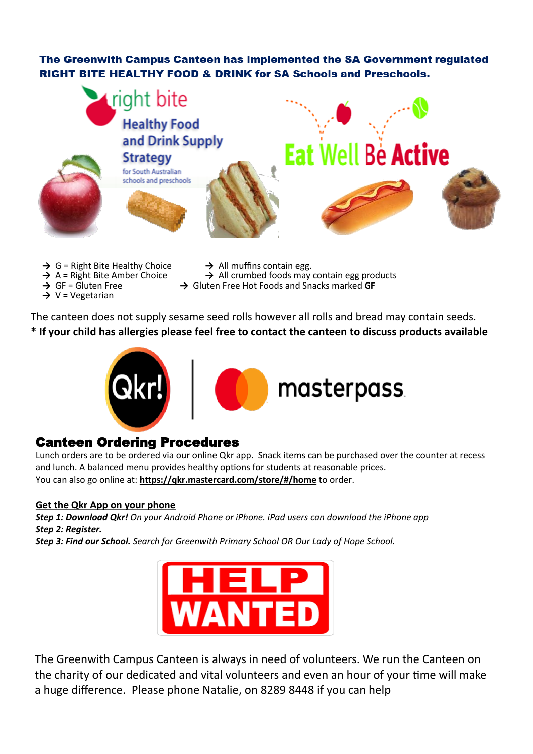**The Greenwith Campus Canteen has implemented the SA Government regulated RIGHT BITE HEALTHY FOOD & DRINK for SA Schools and Preschools.**

- G = Right Bite Healthy Choice
- A = Right Bite Amber Choice
- GF = Gluten Free
- V = Vegetarian

- All muffins contain egg.
- All crumbed foods may contain egg products
- Gluten Free Hot Foods and Snacks marked **GF**

The canteen does not supply sesame seed rolls however all rolls and bread may contain seeds.

**\* If your child has allergies please feel free to contact the canteen to discuss products available**

## Canteen Ordering Procedures

Lunch orders are to be ordered via our online Qkr app. Snack items can be purchased over the counter at recess and lunch. A balanced menu provides healthy options for students at reasonable prices.
You can also go online at: **https://qkr.mastercard.com/store/#/home** to order.

**Get the Qkr App on your phone**

***Step 1: Download Qkr!*** *On your Android Phone or iPhone. iPad users can download the iPhone app*
***Step 2: Register.***
***Step 3: Find our School.*** *Search for Greenwith Primary School OR Our Lady of Hope School.*

**HELP WANTED**

The Greenwith Campus Canteen is always in need of volunteers. We run the Canteen on the charity of our dedicated and vital volunteers and even an hour of your time will make a huge difference. Please phone Natalie, on 8289 8448 if you can help